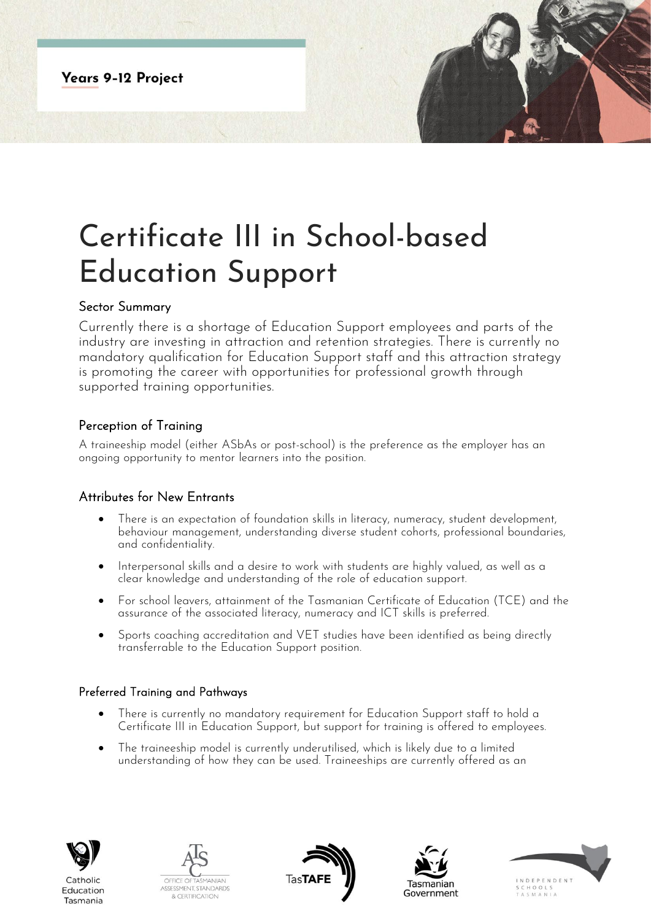Years 9-12 Project

# Certificate III in School-based Education Support

## Sector Summary

Currently there is a shortage of Education Support employees and parts of the industry are investing in attraction and retention strategies. There is currently no mandatory qualification for Education Support staff and this attraction strategy is promoting the career with opportunities for professional growth through supported training opportunities.

## Perception of Training

A traineeship model (either ASbAs or post-school) is the preference as the employer has an ongoing opportunity to mentor learners into the position.

## Attributes for New Entrants

- There is an expectation of foundation skills in literacy, numeracy, student development, behaviour management, understanding diverse student cohorts, professional boundaries, and confidentiality.
- Interpersonal skills and a desire to work with students are highly valued, as well as a clear knowledge and understanding of the role of education support.
- For school leavers, attainment of the Tasmanian Certificate of Education (TCE) and the assurance of the associated literacy, numeracy and ICT skills is preferred.
- Sports coaching accreditation and VET studies have been identified as being directly transferrable to the Education Support position.

## Preferred Training and Pathways

- There is currently no mandatory requirement for Education Support staff to hold a Certificate III in Education Support, but support for training is offered to employees.
- The traineeship model is currently underutilised, which is likely due to a limited understanding of how they can be used. Traineeships are currently offered as an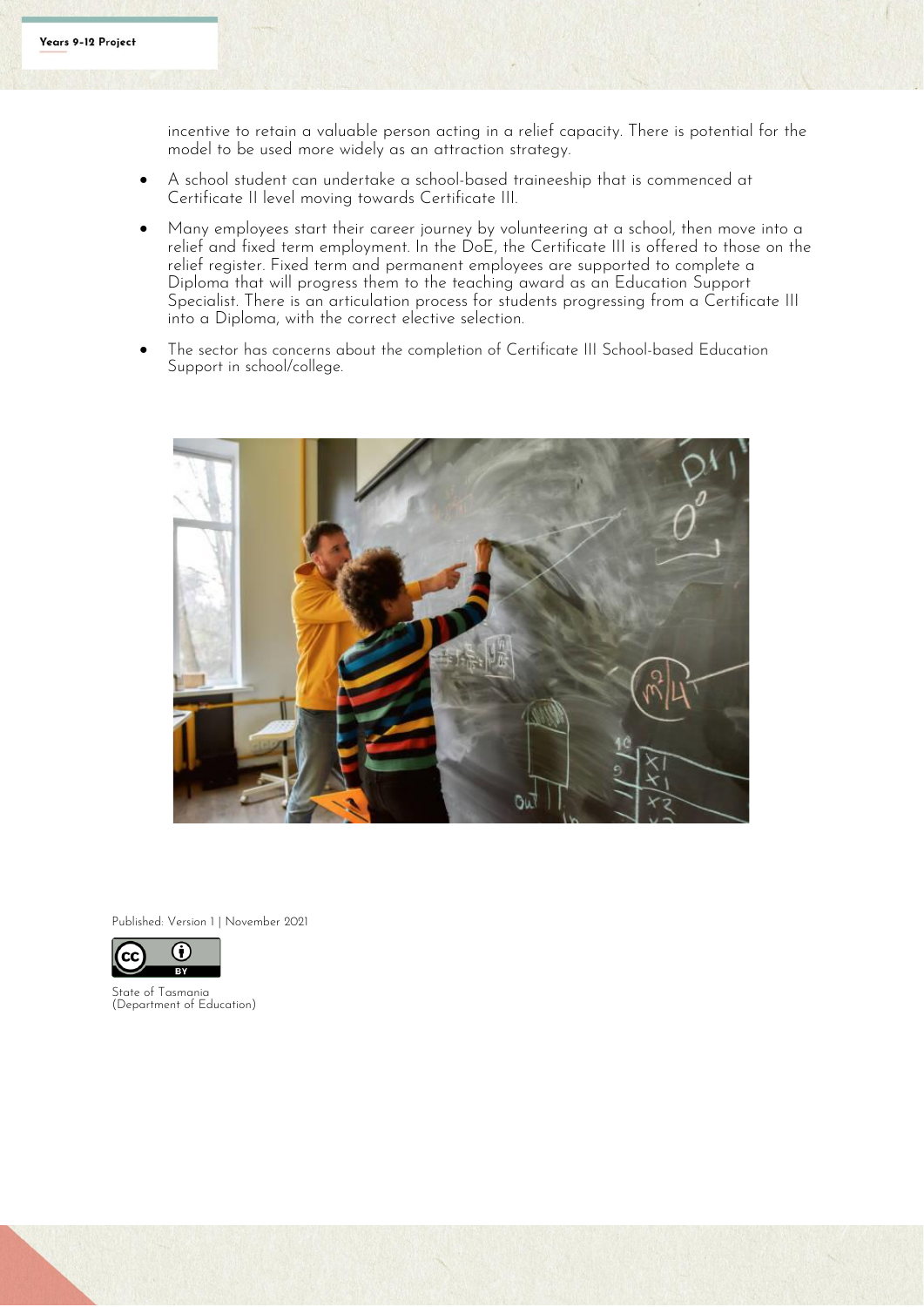incentive to retain a valuable person acting in a relief capacity. There is potential for the model to be used more widely as an attraction strategy.

- A school student can undertake a school-based traineeship that is commenced at Certificate II level moving towards Certificate III.
- Many employees start their career journey by volunteering at a school, then move into a relief and fixed term employment. In the DoE, the Certificate III is offered to those on the relief register. Fixed term and permanent employees are supported to complete a Diploma that will progress them to the teaching award as an Education Support Specialist. There is an articulation process for students progressing from a Certificate III into a Diploma, with the correct elective selection.
- The sector has concerns about the completion of Certificate III School-based Education Support in school/college.

Published: Version 1 | November 2021

State of Tasmania
(Department of Education)